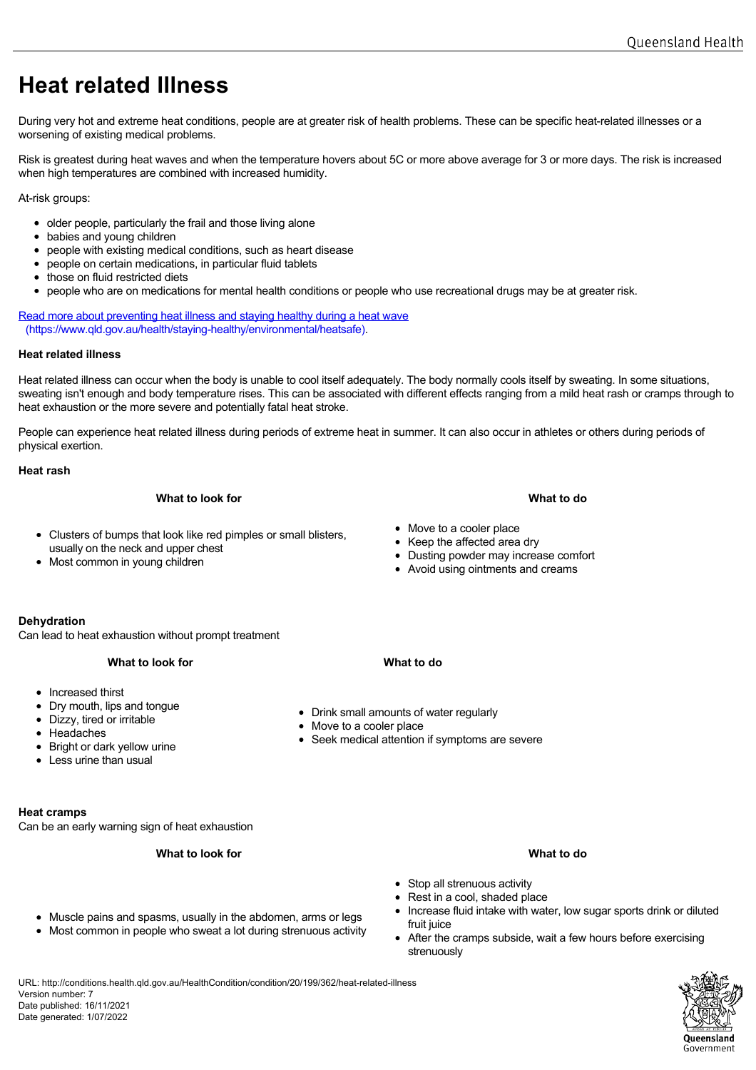# Heat related Illness

During very hot and extreme heat conditions, people are at greater risk of health problems. These can be specific heat-related illnesses or a worsening of existing medical problems.

Risk is greatest during heat waves and when the temperature hovers about 5C or more above average for 3 or more days. The risk is increased when high temperatures are combined with increased humidity.

At-risk groups:

- older people, particularly the frail and those living alone
- babies and young children
- people with existing medical conditions, such as heart disease
- people on certain medications, in particular fluid tablets
- those on fluid restricted diets
- people who are on medications for mental health conditions or people who use recreational drugs may be at greater risk.

[Read more about preventing heat illness and staying healthy during a heat wave](https://www.qld.gov.au/health/staying-healthy/environmental/heatsafe) (https://www.qld.gov.au/health/staying-healthy/environmental/heatsafe).

**Heat related illness**

Heat related illness can occur when the body is unable to cool itself adequately. The body normally cools itself by sweating. In some situations, sweating isn't enough and body temperature rises. This can be associated with different effects ranging from a mild heat rash or cramps through to heat exhaustion or the more severe and potentially fatal heat stroke.

People can experience heat related illness during periods of extreme heat in summer. It can also occur in athletes or others during periods of physical exertion.

**Heat rash**

| What to look for | What to do |
|---|---|
| • Clusters of bumps that look like red pimples or small blisters, usually on the neck and upper chest<br>• Most common in young children | • Move to a cooler place<br>• Keep the affected area dry<br>• Dusting powder may increase comfort<br>• Avoid using ointments and creams |

**Dehydration**
Can lead to heat exhaustion without prompt treatment

| What to look for | What to do |
|---|---|
| • Increased thirst<br>• Dry mouth, lips and tongue<br>• Dizzy, tired or irritable<br>• Headaches<br>• Bright or dark yellow urine<br>• Less urine than usual | • Drink small amounts of water regularly<br>• Move to a cooler place<br>• Seek medical attention if symptoms are severe |

**Heat cramps**
Can be an early warning sign of heat exhaustion

| What to look for | What to do |
|---|---|
| • Muscle pains and spasms, usually in the abdomen, arms or legs<br>• Most common in people who sweat a lot during strenuous activity | • Stop all strenuous activity<br>• Rest in a cool, shaded place<br>• Increase fluid intake with water, low sugar sports drink or diluted fruit juice<br>• After the cramps subside, wait a few hours before exercising strenuously |

URL: http://conditions.health.qld.gov.au/HealthCondition/condition/20/199/362/heat-related-illness
Version number: 7
Date published: 16/11/2021
Date generated: 1/07/2022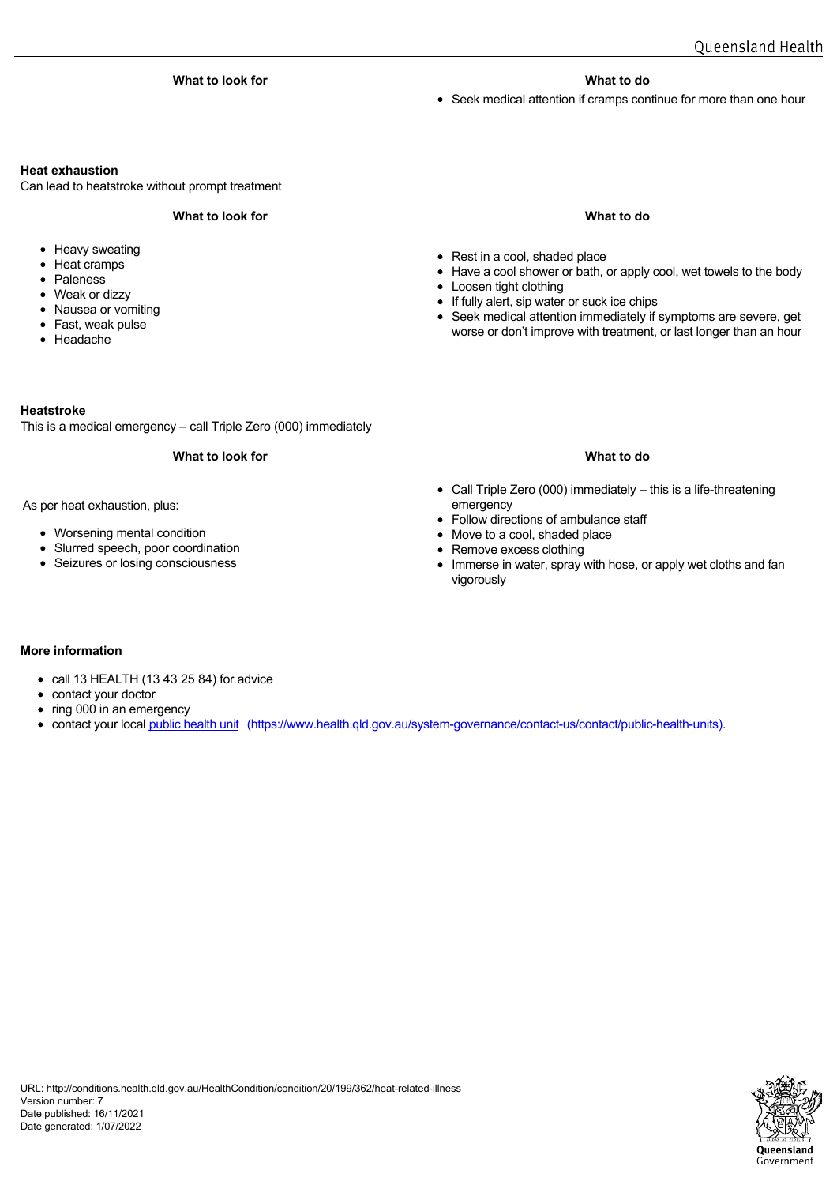| What to look for | What to do |
| --- | --- |
| | • Seek medical attention if cramps continue for more than one hour |

**Heat exhaustion**
Can lead to heatstroke without prompt treatment

| What to look for | What to do |
| --- | --- |
| • Heavy sweating<br>• Heat cramps<br>• Paleness<br>• Weak or dizzy<br>• Nausea or vomiting<br>• Fast, weak pulse<br>• Headache | • Rest in a cool, shaded place<br>• Have a cool shower or bath, or apply cool, wet towels to the body<br>• Loosen tight clothing<br>• If fully alert, sip water or suck ice chips<br>• Seek medical attention immediately if symptoms are severe, get worse or don't improve with treatment, or last longer than an hour |

**Heatstroke**
This is a medical emergency – call Triple Zero (000) immediately

| What to look for | What to do |
| --- | --- |
| As per heat exhaustion, plus:<br>• Worsening mental condition<br>• Slurred speech, poor coordination<br>• Seizures or losing consciousness | • Call Triple Zero (000) immediately – this is a life-threatening emergency<br>• Follow directions of ambulance staff<br>• Move to a cool, shaded place<br>• Remove excess clothing<br>• Immerse in water, spray with hose, or apply wet cloths and fan vigorously |

**More information**

- call 13 HEALTH (13 43 25 84) for advice
- contact your doctor
- ring 000 in an emergency
- contact your local [public health unit](https://www.health.qld.gov.au/system-governance/contact-us/contact/public-health-units) (https://www.health.qld.gov.au/system-governance/contact-us/contact/public-health-units).

URL: http://conditions.health.qld.gov.au/HealthCondition/condition/20/199/362/heat-related-illness
Version number: 7
Date published: 16/11/2021
Date generated: 1/07/2022